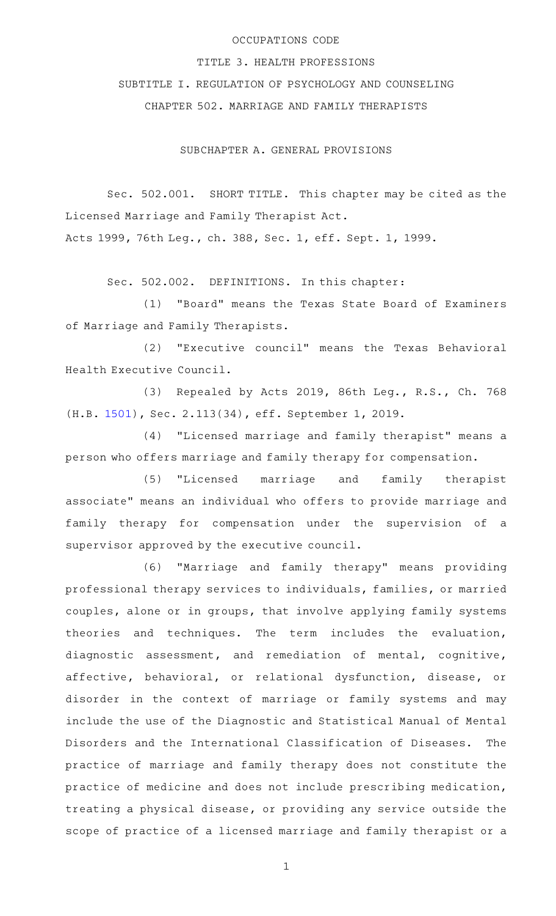OCCUPATIONS CODE

TITLE 3. HEALTH PROFESSIONS

SUBTITLE I. REGULATION OF PSYCHOLOGY AND COUNSELING

CHAPTER 502. MARRIAGE AND FAMILY THERAPISTS

SUBCHAPTER A. GENERAL PROVISIONS

Sec. 502.001. SHORT TITLE. This chapter may be cited as the Licensed Marriage and Family Therapist Act.

Acts 1999, 76th Leg., ch. 388, Sec. 1, eff. Sept. 1, 1999.

Sec. 502.002. DEFINITIONS. In this chapter:

(1) "Board" means the Texas State Board of Examiners of Marriage and Family Therapists.

(2) "Executive council" means the Texas Behavioral Health Executive Council.

(3) Repealed by Acts 2019, 86th Leg., R.S., Ch. 768 (H.B. 1501), Sec. 2.113(34), eff. September 1, 2019.

(4) "Licensed marriage and family therapist" means a person who offers marriage and family therapy for compensation.

(5) "Licensed marriage and family therapist associate" means an individual who offers to provide marriage and family therapy for compensation under the supervision of a supervisor approved by the executive council.

(6) "Marriage and family therapy" means providing professional therapy services to individuals, families, or married couples, alone or in groups, that involve applying family systems theories and techniques. The term includes the evaluation, diagnostic assessment, and remediation of mental, cognitive, affective, behavioral, or relational dysfunction, disease, or disorder in the context of marriage or family systems and may include the use of the Diagnostic and Statistical Manual of Mental Disorders and the International Classification of Diseases. The practice of marriage and family therapy does not constitute the practice of medicine and does not include prescribing medication, treating a physical disease, or providing any service outside the scope of practice of a licensed marriage and family therapist or a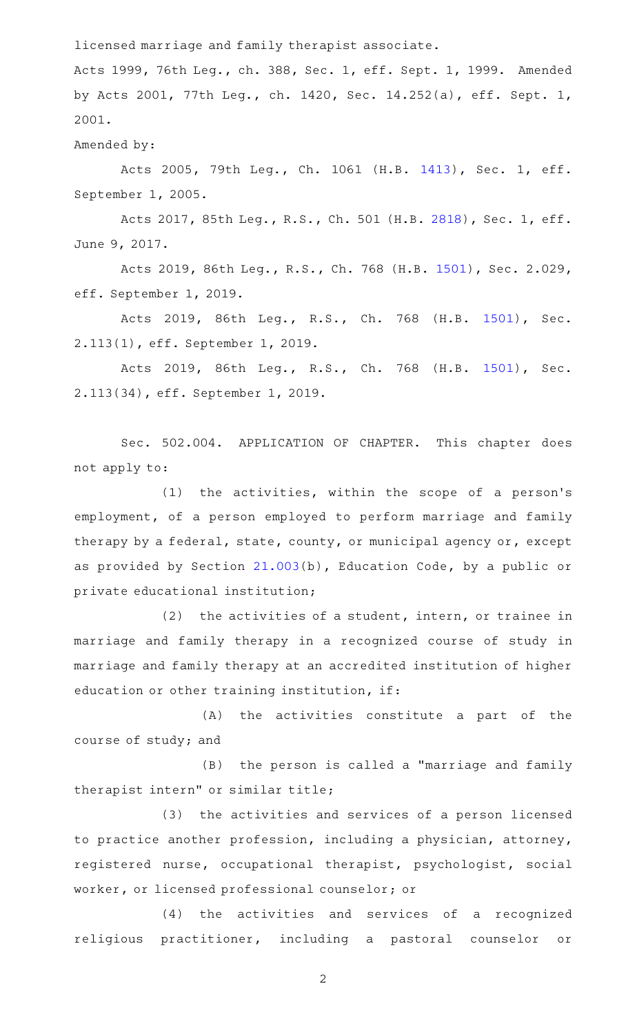licensed marriage and family therapist associate.

Acts 1999, 76th Leg., ch. 388, Sec. 1, eff. Sept. 1, 1999. Amended by Acts 2001, 77th Leg., ch. 1420, Sec. 14.252(a), eff. Sept. 1, 2001.

Amended by:

Acts 2005, 79th Leg., Ch. 1061 (H.B. 1413), Sec. 1, eff. September 1, 2005.

Acts 2017, 85th Leg., R.S., Ch. 501 (H.B. 2818), Sec. 1, eff. June 9, 2017.

Acts 2019, 86th Leg., R.S., Ch. 768 (H.B. 1501), Sec. 2.029, eff. September 1, 2019.

Acts 2019, 86th Leg., R.S., Ch. 768 (H.B. 1501), Sec. 2.113(1), eff. September 1, 2019.

Acts 2019, 86th Leg., R.S., Ch. 768 (H.B. 1501), Sec. 2.113(34), eff. September 1, 2019.

Sec. 502.004. APPLICATION OF CHAPTER. This chapter does not apply to:

(1) the activities, within the scope of a person's employment, of a person employed to perform marriage and family therapy by a federal, state, county, or municipal agency or, except as provided by Section 21.003(b), Education Code, by a public or private educational institution;

(2) the activities of a student, intern, or trainee in marriage and family therapy in a recognized course of study in marriage and family therapy at an accredited institution of higher education or other training institution, if:

(A) the activities constitute a part of the course of study; and

(B) the person is called a "marriage and family therapist intern" or similar title;

(3) the activities and services of a person licensed to practice another profession, including a physician, attorney, registered nurse, occupational therapist, psychologist, social worker, or licensed professional counselor; or

(4) the activities and services of a recognized religious practitioner, including a pastoral counselor or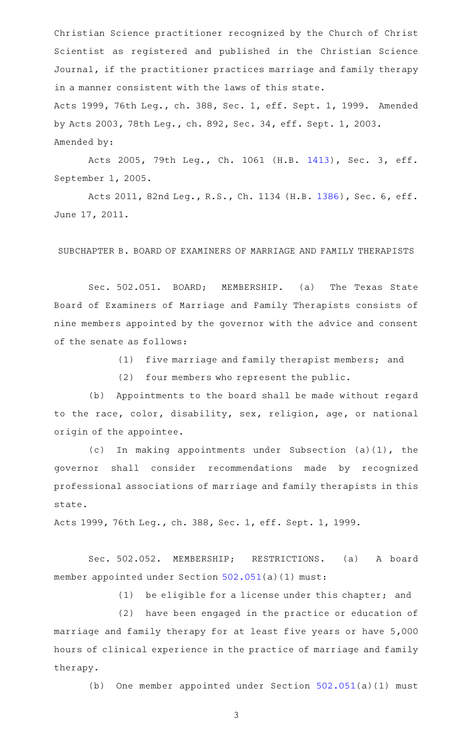Christian Science practitioner recognized by the Church of Christ Scientist as registered and published in the Christian Science Journal, if the practitioner practices marriage and family therapy in a manner consistent with the laws of this state.

Acts 1999, 76th Leg., ch. 388, Sec. 1, eff. Sept. 1, 1999. Amended by Acts 2003, 78th Leg., ch. 892, Sec. 34, eff. Sept. 1, 2003.

Amended by:

Acts 2005, 79th Leg., Ch. 1061 (H.B. 1413), Sec. 3, eff. September 1, 2005.

Acts 2011, 82nd Leg., R.S., Ch. 1134 (H.B. 1386), Sec. 6, eff. June 17, 2011.

SUBCHAPTER B. BOARD OF EXAMINERS OF MARRIAGE AND FAMILY THERAPISTS

Sec. 502.051. BOARD; MEMBERSHIP. (a) The Texas State Board of Examiners of Marriage and Family Therapists consists of nine members appointed by the governor with the advice and consent of the senate as follows:

(1) five marriage and family therapist members; and

(2) four members who represent the public.

(b) Appointments to the board shall be made without regard to the race, color, disability, sex, religion, age, or national origin of the appointee.

(c) In making appointments under Subsection (a)(1), the governor shall consider recommendations made by recognized professional associations of marriage and family therapists in this state.

Acts 1999, 76th Leg., ch. 388, Sec. 1, eff. Sept. 1, 1999.

Sec. 502.052. MEMBERSHIP; RESTRICTIONS. (a) A board member appointed under Section 502.051(a)(1) must:

(1) be eligible for a license under this chapter; and

(2) have been engaged in the practice or education of marriage and family therapy for at least five years or have 5,000 hours of clinical experience in the practice of marriage and family therapy.

(b) One member appointed under Section 502.051(a)(1) must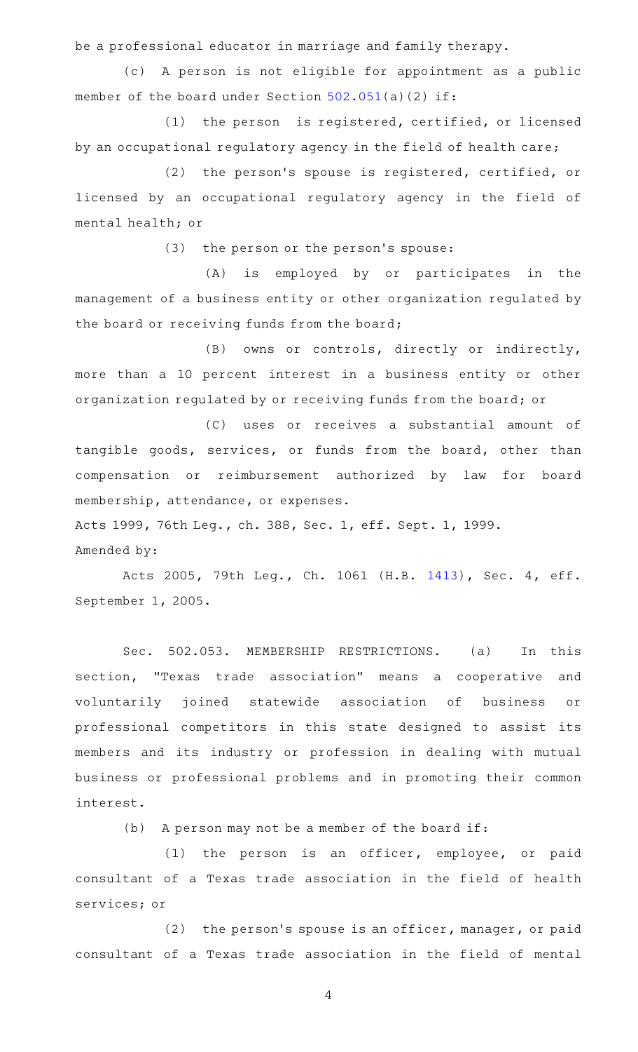be a professional educator in marriage and family therapy.

(c) A person is not eligible for appointment as a public member of the board under Section 502.051(a)(2) if:

(1) the person is registered, certified, or licensed by an occupational regulatory agency in the field of health care;

(2) the person's spouse is registered, certified, or licensed by an occupational regulatory agency in the field of mental health; or

(3) the person or the person's spouse:

(A) is employed by or participates in the management of a business entity or other organization regulated by the board or receiving funds from the board;

(B) owns or controls, directly or indirectly, more than a 10 percent interest in a business entity or other organization regulated by or receiving funds from the board; or

(C) uses or receives a substantial amount of tangible goods, services, or funds from the board, other than compensation or reimbursement authorized by law for board membership, attendance, or expenses.

Acts 1999, 76th Leg., ch. 388, Sec. 1, eff. Sept. 1, 1999.

Amended by:

Acts 2005, 79th Leg., Ch. 1061 (H.B. 1413), Sec. 4, eff. September 1, 2005.

Sec. 502.053. MEMBERSHIP RESTRICTIONS. (a) In this section, "Texas trade association" means a cooperative and voluntarily joined statewide association of business or professional competitors in this state designed to assist its members and its industry or profession in dealing with mutual business or professional problems and in promoting their common interest.

(b) A person may not be a member of the board if:

(1) the person is an officer, employee, or paid consultant of a Texas trade association in the field of health services; or

(2) the person's spouse is an officer, manager, or paid consultant of a Texas trade association in the field of mental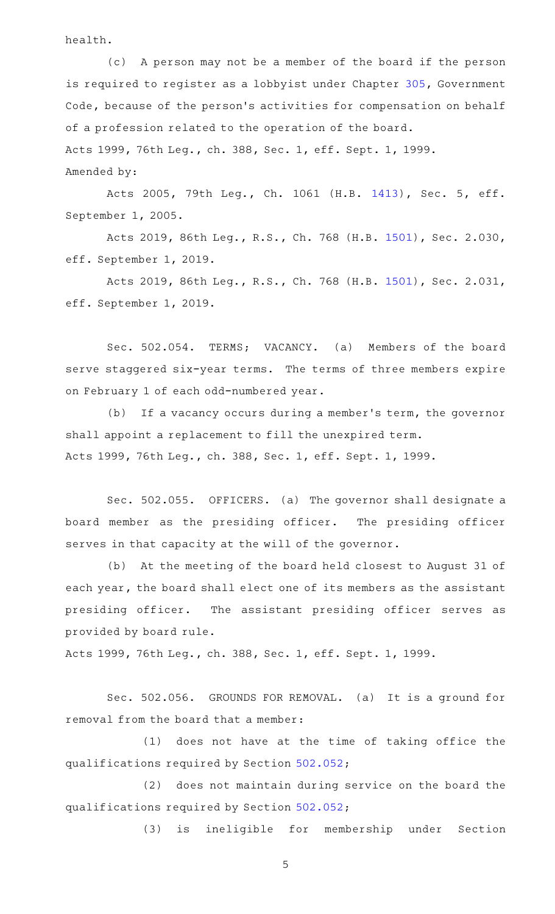health.

(c) A person may not be a member of the board if the person is required to register as a lobbyist under Chapter 305, Government Code, because of the person's activities for compensation on behalf of a profession related to the operation of the board.

Acts 1999, 76th Leg., ch. 388, Sec. 1, eff. Sept. 1, 1999.

Amended by:

Acts 2005, 79th Leg., Ch. 1061 (H.B. 1413), Sec. 5, eff. September 1, 2005.

Acts 2019, 86th Leg., R.S., Ch. 768 (H.B. 1501), Sec. 2.030, eff. September 1, 2019.

Acts 2019, 86th Leg., R.S., Ch. 768 (H.B. 1501), Sec. 2.031, eff. September 1, 2019.

Sec. 502.054. TERMS; VACANCY. (a) Members of the board serve staggered six-year terms. The terms of three members expire on February 1 of each odd-numbered year.

(b) If a vacancy occurs during a member's term, the governor shall appoint a replacement to fill the unexpired term.

Acts 1999, 76th Leg., ch. 388, Sec. 1, eff. Sept. 1, 1999.

Sec. 502.055. OFFICERS. (a) The governor shall designate a board member as the presiding officer. The presiding officer serves in that capacity at the will of the governor.

(b) At the meeting of the board held closest to August 31 of each year, the board shall elect one of its members as the assistant presiding officer. The assistant presiding officer serves as provided by board rule.

Acts 1999, 76th Leg., ch. 388, Sec. 1, eff. Sept. 1, 1999.

Sec. 502.056. GROUNDS FOR REMOVAL. (a) It is a ground for removal from the board that a member:

(1) does not have at the time of taking office the qualifications required by Section 502.052;

(2) does not maintain during service on the board the qualifications required by Section 502.052;

(3) is ineligible for membership under Section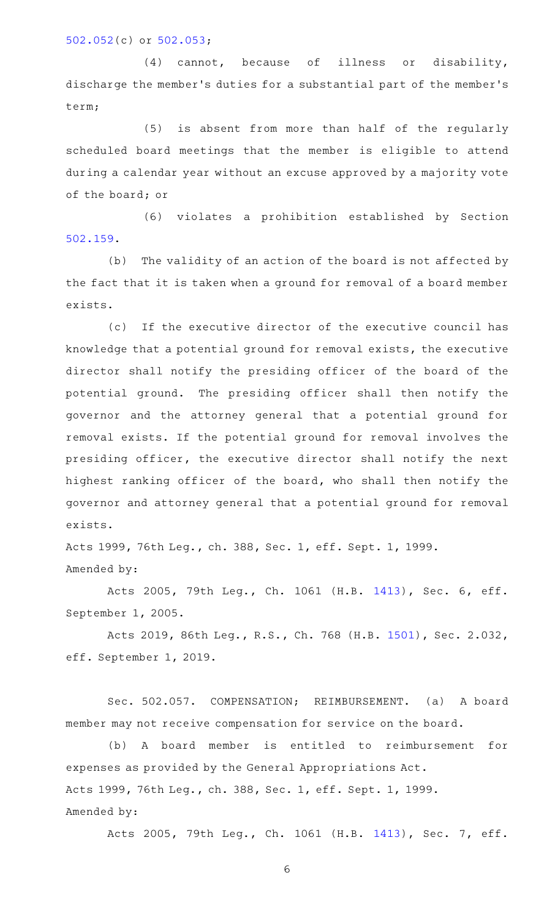502.052(c) or 502.053;

(4) cannot, because of illness or disability, discharge the member's duties for a substantial part of the member's term;

(5) is absent from more than half of the regularly scheduled board meetings that the member is eligible to attend during a calendar year without an excuse approved by a majority vote of the board; or

(6) violates a prohibition established by Section 502.159.

(b) The validity of an action of the board is not affected by the fact that it is taken when a ground for removal of a board member exists.

(c) If the executive director of the executive council has knowledge that a potential ground for removal exists, the executive director shall notify the presiding officer of the board of the potential ground. The presiding officer shall then notify the governor and the attorney general that a potential ground for removal exists. If the potential ground for removal involves the presiding officer, the executive director shall notify the next highest ranking officer of the board, who shall then notify the governor and attorney general that a potential ground for removal exists.

Acts 1999, 76th Leg., ch. 388, Sec. 1, eff. Sept. 1, 1999.
Amended by:

Acts 2005, 79th Leg., Ch. 1061 (H.B. 1413), Sec. 6, eff. September 1, 2005.

Acts 2019, 86th Leg., R.S., Ch. 768 (H.B. 1501), Sec. 2.032, eff. September 1, 2019.

Sec. 502.057. COMPENSATION; REIMBURSEMENT. (a) A board member may not receive compensation for service on the board.

(b) A board member is entitled to reimbursement for expenses as provided by the General Appropriations Act.

Acts 1999, 76th Leg., ch. 388, Sec. 1, eff. Sept. 1, 1999.
Amended by:

Acts 2005, 79th Leg., Ch. 1061 (H.B. 1413), Sec. 7, eff.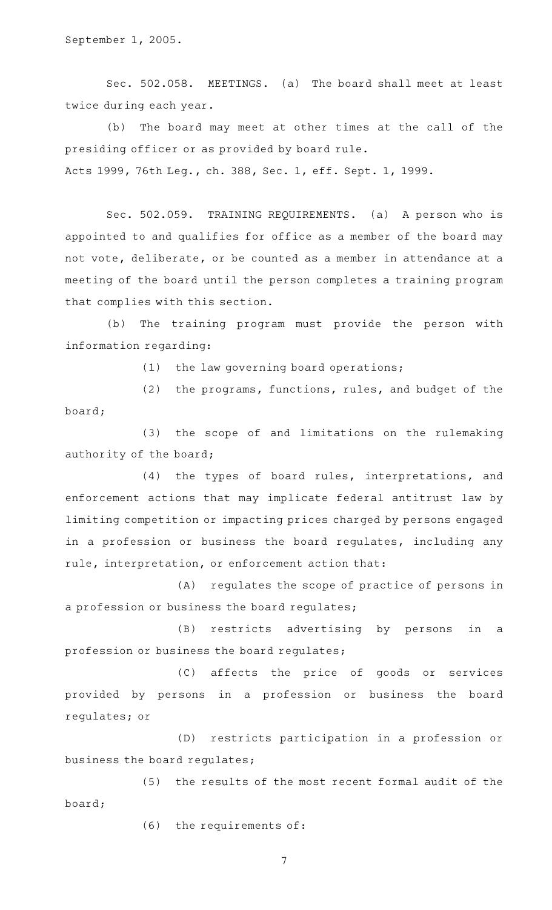September 1, 2005.

Sec. 502.058. MEETINGS. (a) The board shall meet at least twice during each year.

(b) The board may meet at other times at the call of the presiding officer or as provided by board rule.

Acts 1999, 76th Leg., ch. 388, Sec. 1, eff. Sept. 1, 1999.

Sec. 502.059. TRAINING REQUIREMENTS. (a) A person who is appointed to and qualifies for office as a member of the board may not vote, deliberate, or be counted as a member in attendance at a meeting of the board until the person completes a training program that complies with this section.

(b) The training program must provide the person with information regarding:

(1) the law governing board operations;

(2) the programs, functions, rules, and budget of the board;

(3) the scope of and limitations on the rulemaking authority of the board;

(4) the types of board rules, interpretations, and enforcement actions that may implicate federal antitrust law by limiting competition or impacting prices charged by persons engaged in a profession or business the board regulates, including any rule, interpretation, or enforcement action that:

(A) regulates the scope of practice of persons in a profession or business the board regulates;

(B) restricts advertising by persons in a profession or business the board regulates;

(C) affects the price of goods or services provided by persons in a profession or business the board regulates; or

(D) restricts participation in a profession or business the board regulates;

(5) the results of the most recent formal audit of the board;

(6) the requirements of: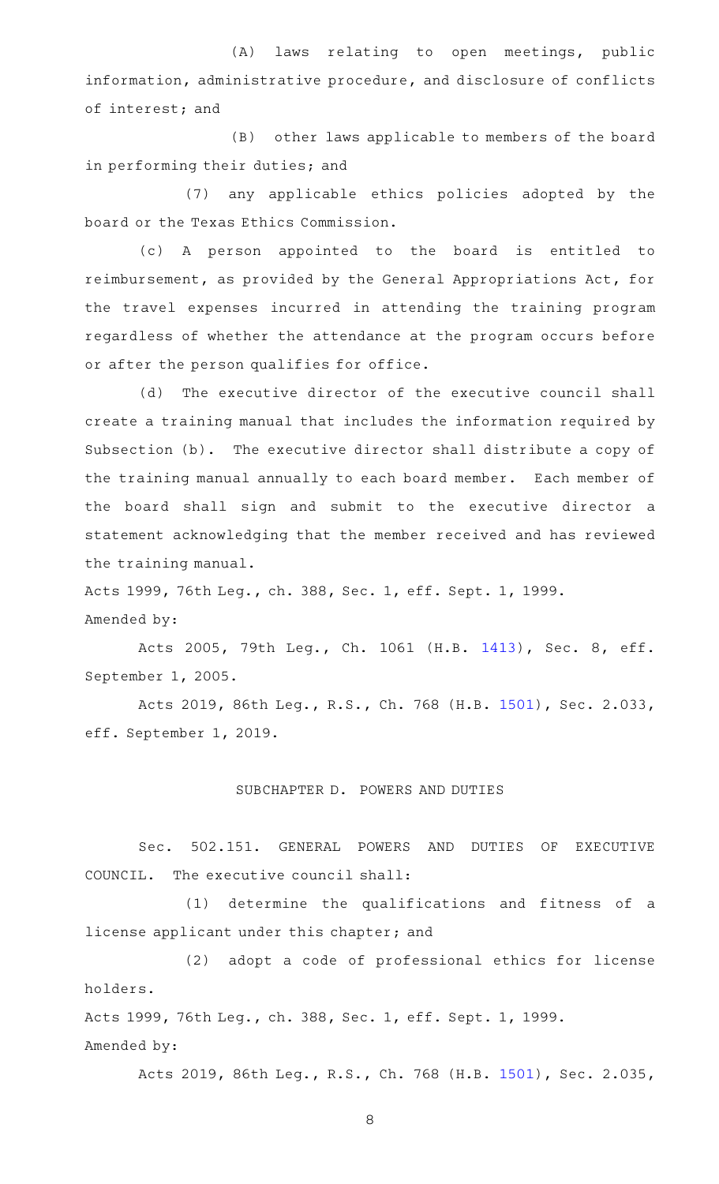(A) laws relating to open meetings, public information, administrative procedure, and disclosure of conflicts of interest; and

(B) other laws applicable to members of the board in performing their duties; and

(7) any applicable ethics policies adopted by the board or the Texas Ethics Commission.

(c) A person appointed to the board is entitled to reimbursement, as provided by the General Appropriations Act, for the travel expenses incurred in attending the training program regardless of whether the attendance at the program occurs before or after the person qualifies for office.

(d) The executive director of the executive council shall create a training manual that includes the information required by Subsection (b). The executive director shall distribute a copy of the training manual annually to each board member. Each member of the board shall sign and submit to the executive director a statement acknowledging that the member received and has reviewed the training manual.

Acts 1999, 76th Leg., ch. 388, Sec. 1, eff. Sept. 1, 1999.

Amended by:

Acts 2005, 79th Leg., Ch. 1061 (H.B. 1413), Sec. 8, eff. September 1, 2005.

Acts 2019, 86th Leg., R.S., Ch. 768 (H.B. 1501), Sec. 2.033, eff. September 1, 2019.

SUBCHAPTER D. POWERS AND DUTIES

Sec. 502.151. GENERAL POWERS AND DUTIES OF EXECUTIVE COUNCIL. The executive council shall:

(1) determine the qualifications and fitness of a license applicant under this chapter; and

(2) adopt a code of professional ethics for license holders.

Acts 1999, 76th Leg., ch. 388, Sec. 1, eff. Sept. 1, 1999.

Amended by:

Acts 2019, 86th Leg., R.S., Ch. 768 (H.B. 1501), Sec. 2.035,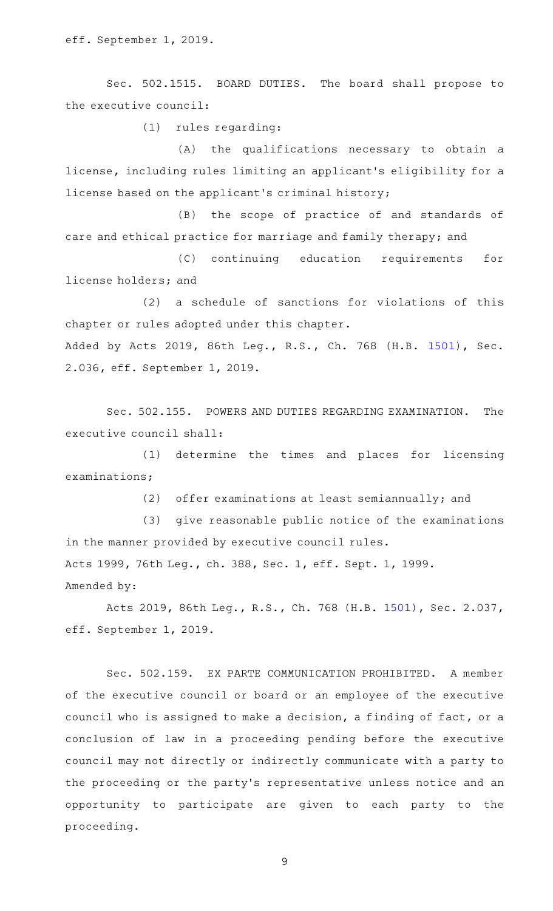eff. September 1, 2019.

Sec. 502.1515. BOARD DUTIES. The board shall propose to the executive council:

(1) rules regarding:

(A) the qualifications necessary to obtain a license, including rules limiting an applicant's eligibility for a license based on the applicant's criminal history;

(B) the scope of practice of and standards of care and ethical practice for marriage and family therapy; and

(C) continuing education requirements for license holders; and

(2) a schedule of sanctions for violations of this chapter or rules adopted under this chapter.

Added by Acts 2019, 86th Leg., R.S., Ch. 768 (H.B. 1501), Sec. 2.036, eff. September 1, 2019.

Sec. 502.155. POWERS AND DUTIES REGARDING EXAMINATION. The executive council shall:

(1) determine the times and places for licensing examinations;

(2) offer examinations at least semiannually; and

(3) give reasonable public notice of the examinations in the manner provided by executive council rules.

Acts 1999, 76th Leg., ch. 388, Sec. 1, eff. Sept. 1, 1999.

Amended by:

Acts 2019, 86th Leg., R.S., Ch. 768 (H.B. 1501), Sec. 2.037, eff. September 1, 2019.

Sec. 502.159. EX PARTE COMMUNICATION PROHIBITED. A member of the executive council or board or an employee of the executive council who is assigned to make a decision, a finding of fact, or a conclusion of law in a proceeding pending before the executive council may not directly or indirectly communicate with a party to the proceeding or the party's representative unless notice and an opportunity to participate are given to each party to the proceeding.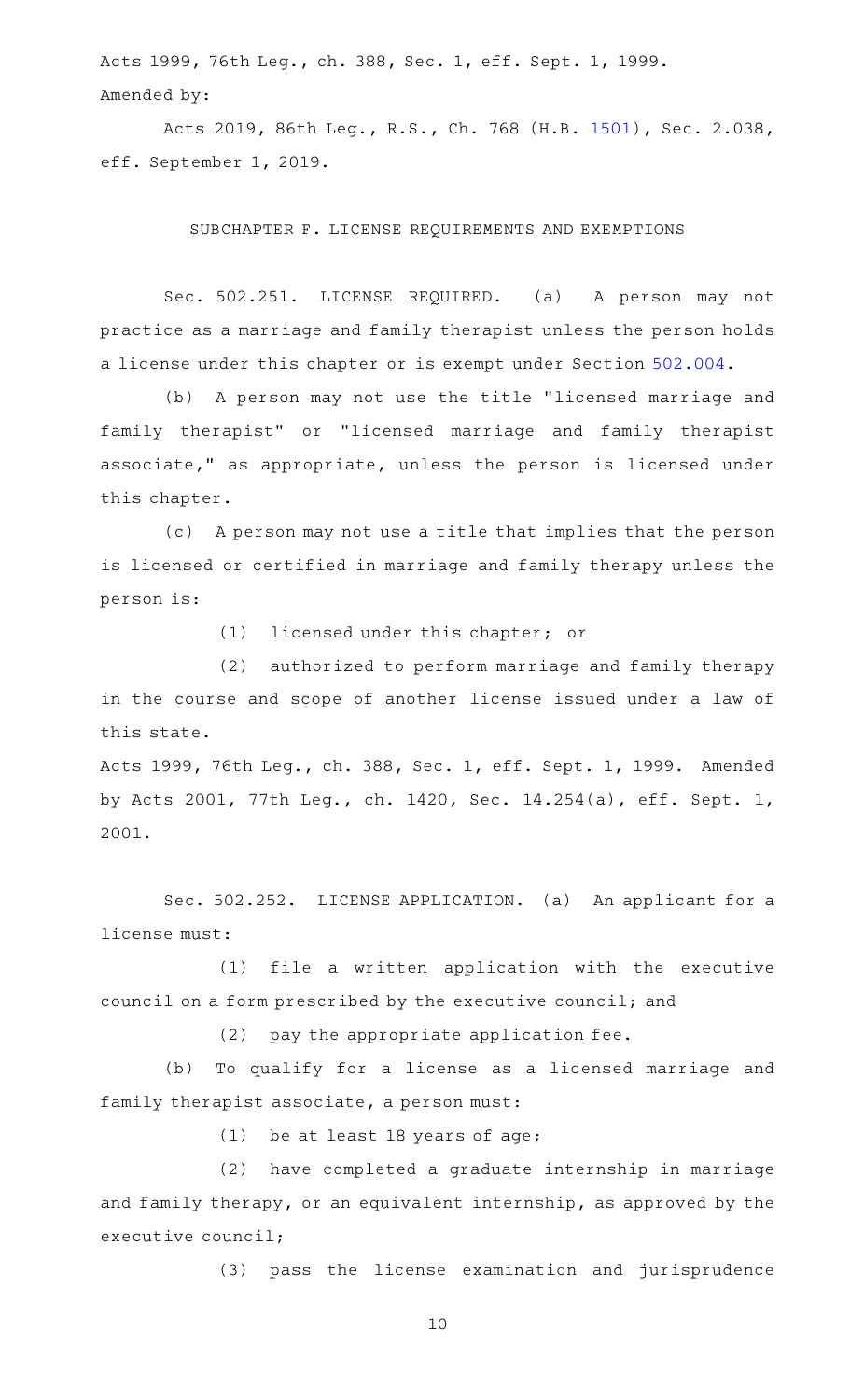Acts 1999, 76th Leg., ch. 388, Sec. 1, eff. Sept. 1, 1999.

Amended by:

Acts 2019, 86th Leg., R.S., Ch. 768 (H.B. 1501), Sec. 2.038, eff. September 1, 2019.

SUBCHAPTER F. LICENSE REQUIREMENTS AND EXEMPTIONS

Sec. 502.251. LICENSE REQUIRED. (a) A person may not practice as a marriage and family therapist unless the person holds a license under this chapter or is exempt under Section 502.004.

(b) A person may not use the title "licensed marriage and family therapist" or "licensed marriage and family therapist associate," as appropriate, unless the person is licensed under this chapter.

(c) A person may not use a title that implies that the person is licensed or certified in marriage and family therapy unless the person is:

(1) licensed under this chapter; or

(2) authorized to perform marriage and family therapy in the course and scope of another license issued under a law of this state.

Acts 1999, 76th Leg., ch. 388, Sec. 1, eff. Sept. 1, 1999. Amended by Acts 2001, 77th Leg., ch. 1420, Sec. 14.254(a), eff. Sept. 1, 2001.

Sec. 502.252. LICENSE APPLICATION. (a) An applicant for a license must:

(1) file a written application with the executive council on a form prescribed by the executive council; and

(2) pay the appropriate application fee.

(b) To qualify for a license as a licensed marriage and family therapist associate, a person must:

(1) be at least 18 years of age;

(2) have completed a graduate internship in marriage and family therapy, or an equivalent internship, as approved by the executive council;

(3) pass the license examination and jurisprudence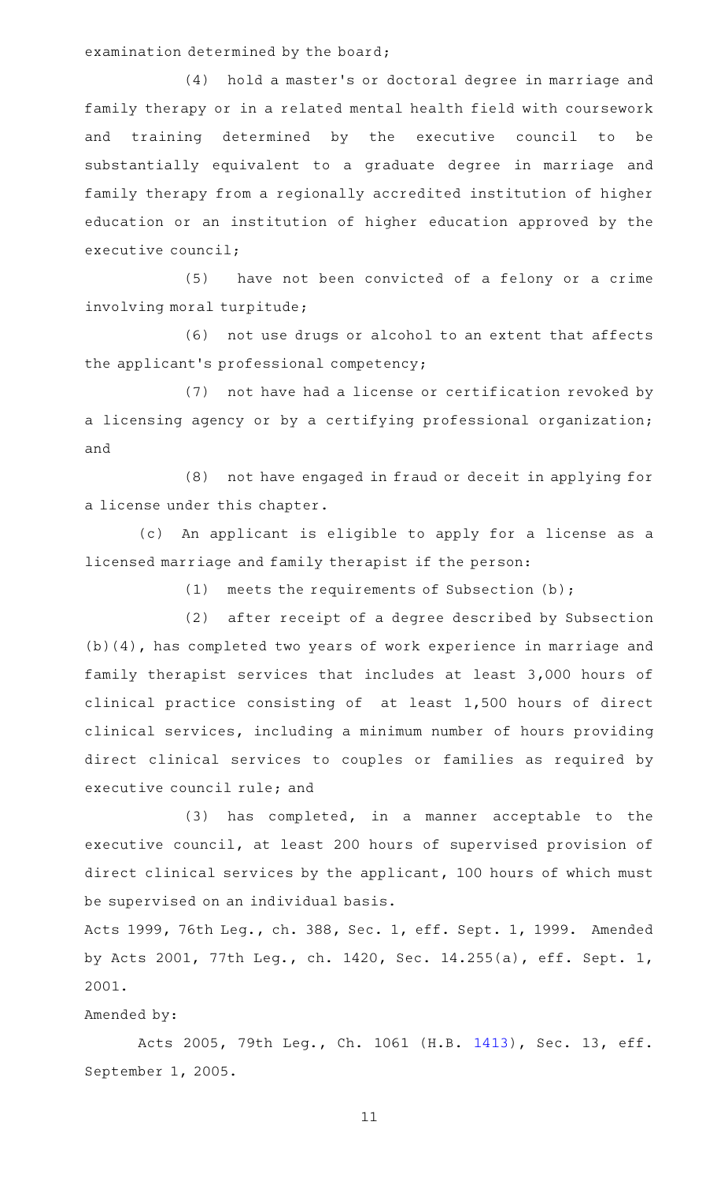examination determined by the board;

(4) hold a master's or doctoral degree in marriage and family therapy or in a related mental health field with coursework and training determined by the executive council to be substantially equivalent to a graduate degree in marriage and family therapy from a regionally accredited institution of higher education or an institution of higher education approved by the executive council;

(5) have not been convicted of a felony or a crime involving moral turpitude;

(6) not use drugs or alcohol to an extent that affects the applicant's professional competency;

(7) not have had a license or certification revoked by a licensing agency or by a certifying professional organization; and

(8) not have engaged in fraud or deceit in applying for a license under this chapter.

(c) An applicant is eligible to apply for a license as a licensed marriage and family therapist if the person:

(1) meets the requirements of Subsection (b);

(2) after receipt of a degree described by Subsection (b)(4), has completed two years of work experience in marriage and family therapist services that includes at least 3,000 hours of clinical practice consisting of at least 1,500 hours of direct clinical services, including a minimum number of hours providing direct clinical services to couples or families as required by executive council rule; and

(3) has completed, in a manner acceptable to the executive council, at least 200 hours of supervised provision of direct clinical services by the applicant, 100 hours of which must be supervised on an individual basis.

Acts 1999, 76th Leg., ch. 388, Sec. 1, eff. Sept. 1, 1999. Amended by Acts 2001, 77th Leg., ch. 1420, Sec. 14.255(a), eff. Sept. 1, 2001.

Amended by:

Acts 2005, 79th Leg., Ch. 1061 (H.B. 1413), Sec. 13, eff. September 1, 2005.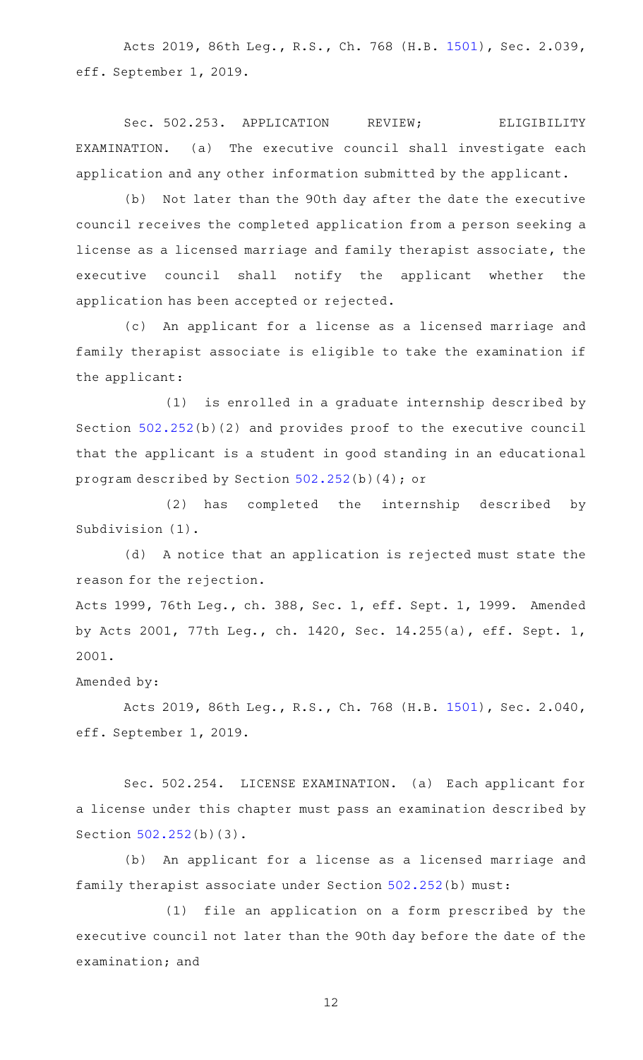Acts 2019, 86th Leg., R.S., Ch. 768 (H.B. 1501), Sec. 2.039, eff. September 1, 2019.

Sec. 502.253. APPLICATION REVIEW; ELIGIBILITY EXAMINATION. (a) The executive council shall investigate each application and any other information submitted by the applicant.

(b) Not later than the 90th day after the date the executive council receives the completed application from a person seeking a license as a licensed marriage and family therapist associate, the executive council shall notify the applicant whether the application has been accepted or rejected.

(c) An applicant for a license as a licensed marriage and family therapist associate is eligible to take the examination if the applicant:

(1) is enrolled in a graduate internship described by Section 502.252(b)(2) and provides proof to the executive council that the applicant is a student in good standing in an educational program described by Section 502.252(b)(4); or

(2) has completed the internship described by Subdivision (1).

(d) A notice that an application is rejected must state the reason for the rejection.

Acts 1999, 76th Leg., ch. 388, Sec. 1, eff. Sept. 1, 1999. Amended by Acts 2001, 77th Leg., ch. 1420, Sec. 14.255(a), eff. Sept. 1, 2001.

Amended by:

Acts 2019, 86th Leg., R.S., Ch. 768 (H.B. 1501), Sec. 2.040, eff. September 1, 2019.

Sec. 502.254. LICENSE EXAMINATION. (a) Each applicant for a license under this chapter must pass an examination described by Section 502.252(b)(3).

(b) An applicant for a license as a licensed marriage and family therapist associate under Section 502.252(b) must:

(1) file an application on a form prescribed by the executive council not later than the 90th day before the date of the examination; and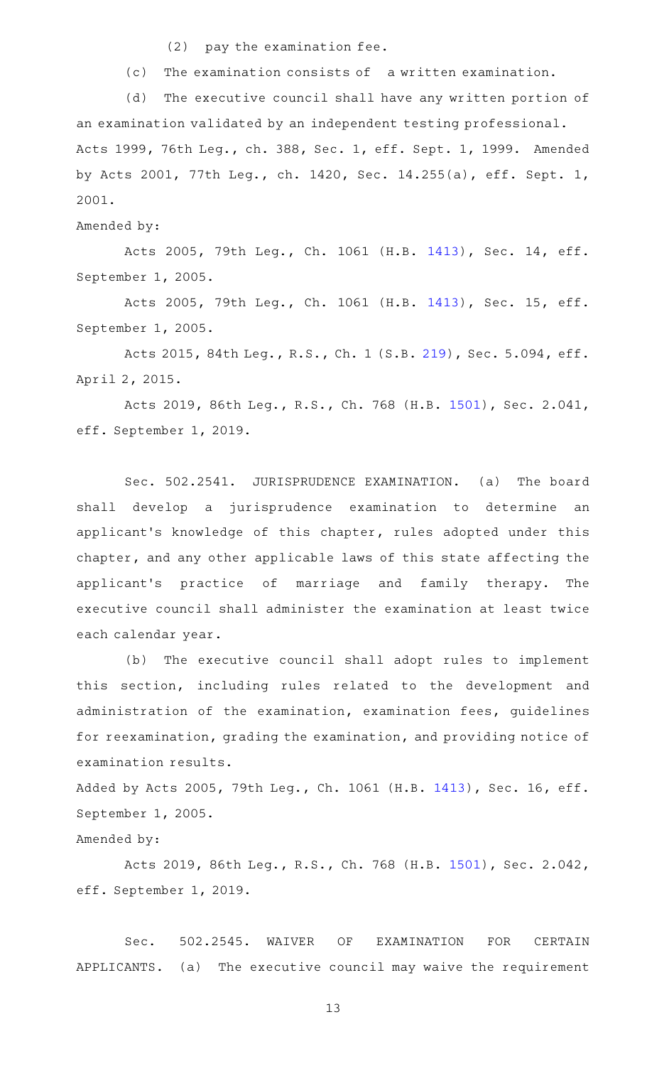(2) pay the examination fee.

(c) The examination consists of a written examination.

(d) The executive council shall have any written portion of an examination validated by an independent testing professional.

Acts 1999, 76th Leg., ch. 388, Sec. 1, eff. Sept. 1, 1999. Amended by Acts 2001, 77th Leg., ch. 1420, Sec. 14.255(a), eff. Sept. 1, 2001.

Amended by:

Acts 2005, 79th Leg., Ch. 1061 (H.B. 1413), Sec. 14, eff. September 1, 2005.

Acts 2005, 79th Leg., Ch. 1061 (H.B. 1413), Sec. 15, eff. September 1, 2005.

Acts 2015, 84th Leg., R.S., Ch. 1 (S.B. 219), Sec. 5.094, eff. April 2, 2015.

Acts 2019, 86th Leg., R.S., Ch. 768 (H.B. 1501), Sec. 2.041, eff. September 1, 2019.

Sec. 502.2541. JURISPRUDENCE EXAMINATION. (a) The board shall develop a jurisprudence examination to determine an applicant's knowledge of this chapter, rules adopted under this chapter, and any other applicable laws of this state affecting the applicant's practice of marriage and family therapy. The executive council shall administer the examination at least twice each calendar year.

(b) The executive council shall adopt rules to implement this section, including rules related to the development and administration of the examination, examination fees, guidelines for reexamination, grading the examination, and providing notice of examination results.

Added by Acts 2005, 79th Leg., Ch. 1061 (H.B. 1413), Sec. 16, eff. September 1, 2005.

Amended by:

Acts 2019, 86th Leg., R.S., Ch. 768 (H.B. 1501), Sec. 2.042, eff. September 1, 2019.

Sec. 502.2545. WAIVER OF EXAMINATION FOR CERTAIN APPLICANTS. (a) The executive council may waive the requirement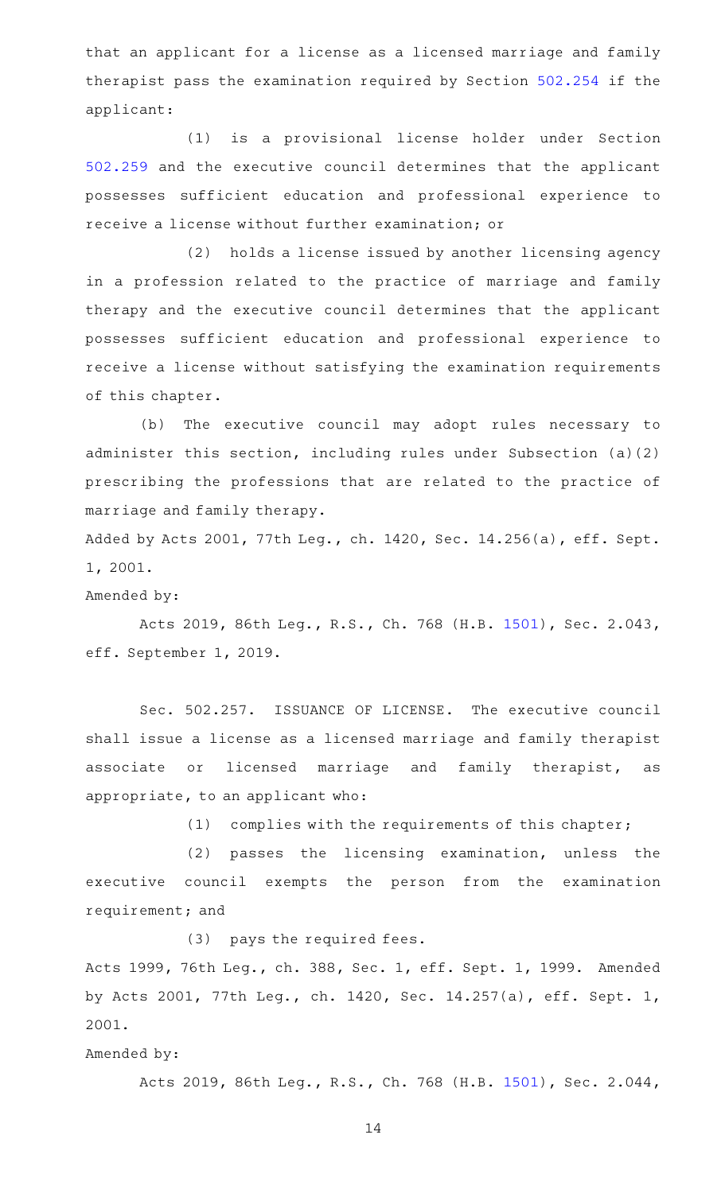that an applicant for a license as a licensed marriage and family therapist pass the examination required by Section 502.254 if the applicant:

(1) is a provisional license holder under Section 502.259 and the executive council determines that the applicant possesses sufficient education and professional experience to receive a license without further examination; or

(2) holds a license issued by another licensing agency in a profession related to the practice of marriage and family therapy and the executive council determines that the applicant possesses sufficient education and professional experience to receive a license without satisfying the examination requirements of this chapter.

(b) The executive council may adopt rules necessary to administer this section, including rules under Subsection (a)(2) prescribing the professions that are related to the practice of marriage and family therapy.

Added by Acts 2001, 77th Leg., ch. 1420, Sec. 14.256(a), eff. Sept. 1, 2001.

Amended by:

Acts 2019, 86th Leg., R.S., Ch. 768 (H.B. 1501), Sec. 2.043, eff. September 1, 2019.

Sec. 502.257. ISSUANCE OF LICENSE. The executive council shall issue a license as a licensed marriage and family therapist associate or licensed marriage and family therapist, as appropriate, to an applicant who:

(1) complies with the requirements of this chapter;

(2) passes the licensing examination, unless the executive council exempts the person from the examination requirement; and

(3) pays the required fees.

Acts 1999, 76th Leg., ch. 388, Sec. 1, eff. Sept. 1, 1999. Amended by Acts 2001, 77th Leg., ch. 1420, Sec. 14.257(a), eff. Sept. 1, 2001.

Amended by:

Acts 2019, 86th Leg., R.S., Ch. 768 (H.B. 1501), Sec. 2.044,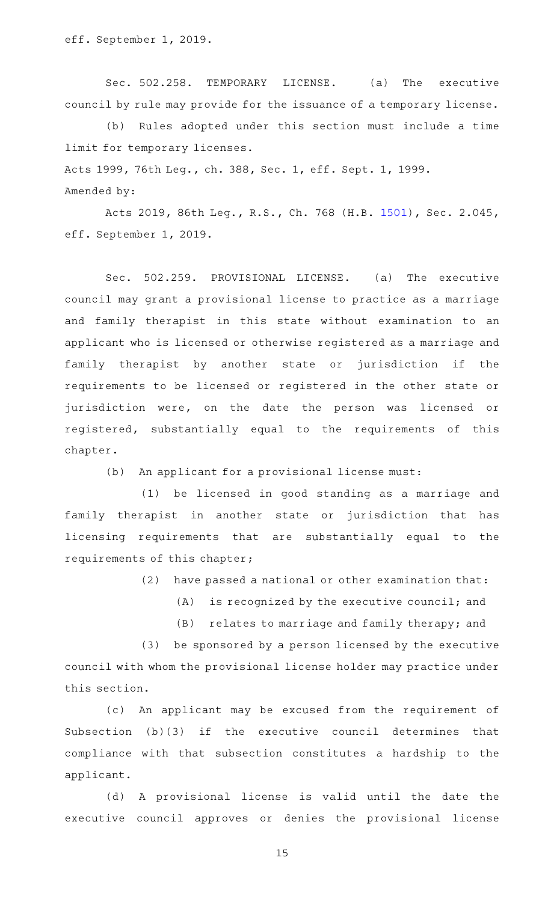eff. September 1, 2019.

Sec. 502.258. TEMPORARY LICENSE. (a) The executive council by rule may provide for the issuance of a temporary license.

(b) Rules adopted under this section must include a time limit for temporary licenses.

Acts 1999, 76th Leg., ch. 388, Sec. 1, eff. Sept. 1, 1999.

Amended by:

Acts 2019, 86th Leg., R.S., Ch. 768 (H.B. 1501), Sec. 2.045, eff. September 1, 2019.

Sec. 502.259. PROVISIONAL LICENSE. (a) The executive council may grant a provisional license to practice as a marriage and family therapist in this state without examination to an applicant who is licensed or otherwise registered as a marriage and family therapist by another state or jurisdiction if the requirements to be licensed or registered in the other state or jurisdiction were, on the date the person was licensed or registered, substantially equal to the requirements of this chapter.

(b) An applicant for a provisional license must:

(1) be licensed in good standing as a marriage and family therapist in another state or jurisdiction that has licensing requirements that are substantially equal to the requirements of this chapter;

(2) have passed a national or other examination that:

(A) is recognized by the executive council; and

(B) relates to marriage and family therapy; and

(3) be sponsored by a person licensed by the executive council with whom the provisional license holder may practice under this section.

(c) An applicant may be excused from the requirement of Subsection (b)(3) if the executive council determines that compliance with that subsection constitutes a hardship to the applicant.

(d) A provisional license is valid until the date the executive council approves or denies the provisional license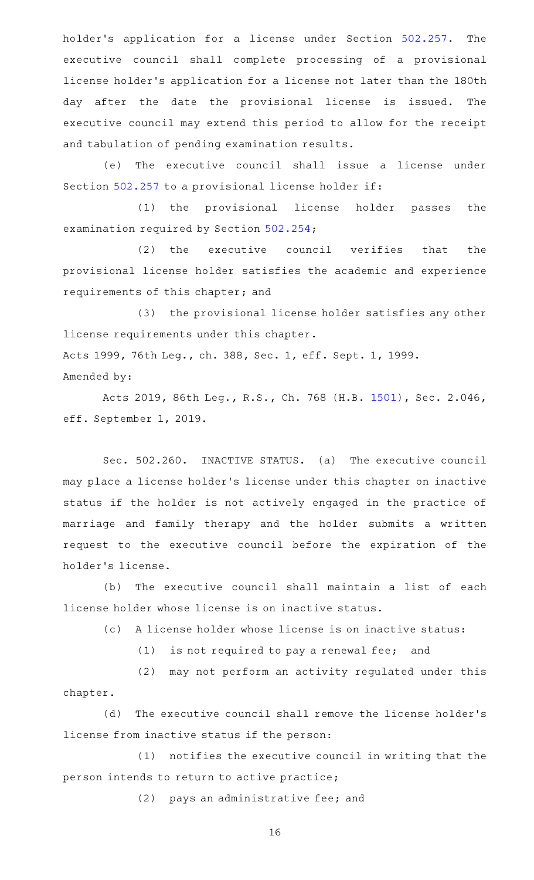holder's application for a license under Section 502.257. The executive council shall complete processing of a provisional license holder's application for a license not later than the 180th day after the date the provisional license is issued. The executive council may extend this period to allow for the receipt and tabulation of pending examination results.

(e) The executive council shall issue a license under Section 502.257 to a provisional license holder if:

(1) the provisional license holder passes the examination required by Section 502.254;

(2) the executive council verifies that the provisional license holder satisfies the academic and experience requirements of this chapter; and

(3) the provisional license holder satisfies any other license requirements under this chapter.

Acts 1999, 76th Leg., ch. 388, Sec. 1, eff. Sept. 1, 1999.

Amended by:

Acts 2019, 86th Leg., R.S., Ch. 768 (H.B. 1501), Sec. 2.046, eff. September 1, 2019.

Sec. 502.260. INACTIVE STATUS. (a) The executive council may place a license holder's license under this chapter on inactive status if the holder is not actively engaged in the practice of marriage and family therapy and the holder submits a written request to the executive council before the expiration of the holder's license.

(b) The executive council shall maintain a list of each license holder whose license is on inactive status.

(c) A license holder whose license is on inactive status:

(1) is not required to pay a renewal fee; and

(2) may not perform an activity regulated under this chapter.

(d) The executive council shall remove the license holder's license from inactive status if the person:

(1) notifies the executive council in writing that the person intends to return to active practice;

(2) pays an administrative fee; and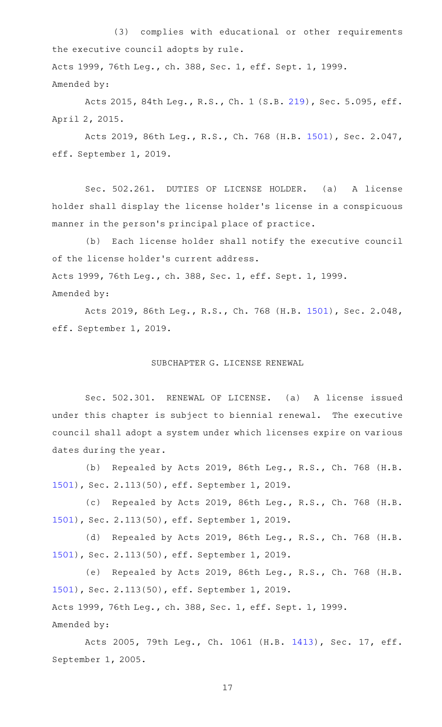(3) complies with educational or other requirements the executive council adopts by rule.

Acts 1999, 76th Leg., ch. 388, Sec. 1, eff. Sept. 1, 1999.

Amended by:

Acts 2015, 84th Leg., R.S., Ch. 1 (S.B. 219), Sec. 5.095, eff. April 2, 2015.

Acts 2019, 86th Leg., R.S., Ch. 768 (H.B. 1501), Sec. 2.047, eff. September 1, 2019.

Sec. 502.261. DUTIES OF LICENSE HOLDER. (a) A license holder shall display the license holder's license in a conspicuous manner in the person's principal place of practice.

(b) Each license holder shall notify the executive council of the license holder's current address.

Acts 1999, 76th Leg., ch. 388, Sec. 1, eff. Sept. 1, 1999.

Amended by:

Acts 2019, 86th Leg., R.S., Ch. 768 (H.B. 1501), Sec. 2.048, eff. September 1, 2019.

SUBCHAPTER G. LICENSE RENEWAL

Sec. 502.301. RENEWAL OF LICENSE. (a) A license issued under this chapter is subject to biennial renewal. The executive council shall adopt a system under which licenses expire on various dates during the year.

(b) Repealed by Acts 2019, 86th Leg., R.S., Ch. 768 (H.B. 1501), Sec. 2.113(50), eff. September 1, 2019.

(c) Repealed by Acts 2019, 86th Leg., R.S., Ch. 768 (H.B. 1501), Sec. 2.113(50), eff. September 1, 2019.

(d) Repealed by Acts 2019, 86th Leg., R.S., Ch. 768 (H.B. 1501), Sec. 2.113(50), eff. September 1, 2019.

(e) Repealed by Acts 2019, 86th Leg., R.S., Ch. 768 (H.B. 1501), Sec. 2.113(50), eff. September 1, 2019.

Acts 1999, 76th Leg., ch. 388, Sec. 1, eff. Sept. 1, 1999.

Amended by:

Acts 2005, 79th Leg., Ch. 1061 (H.B. 1413), Sec. 17, eff. September 1, 2005.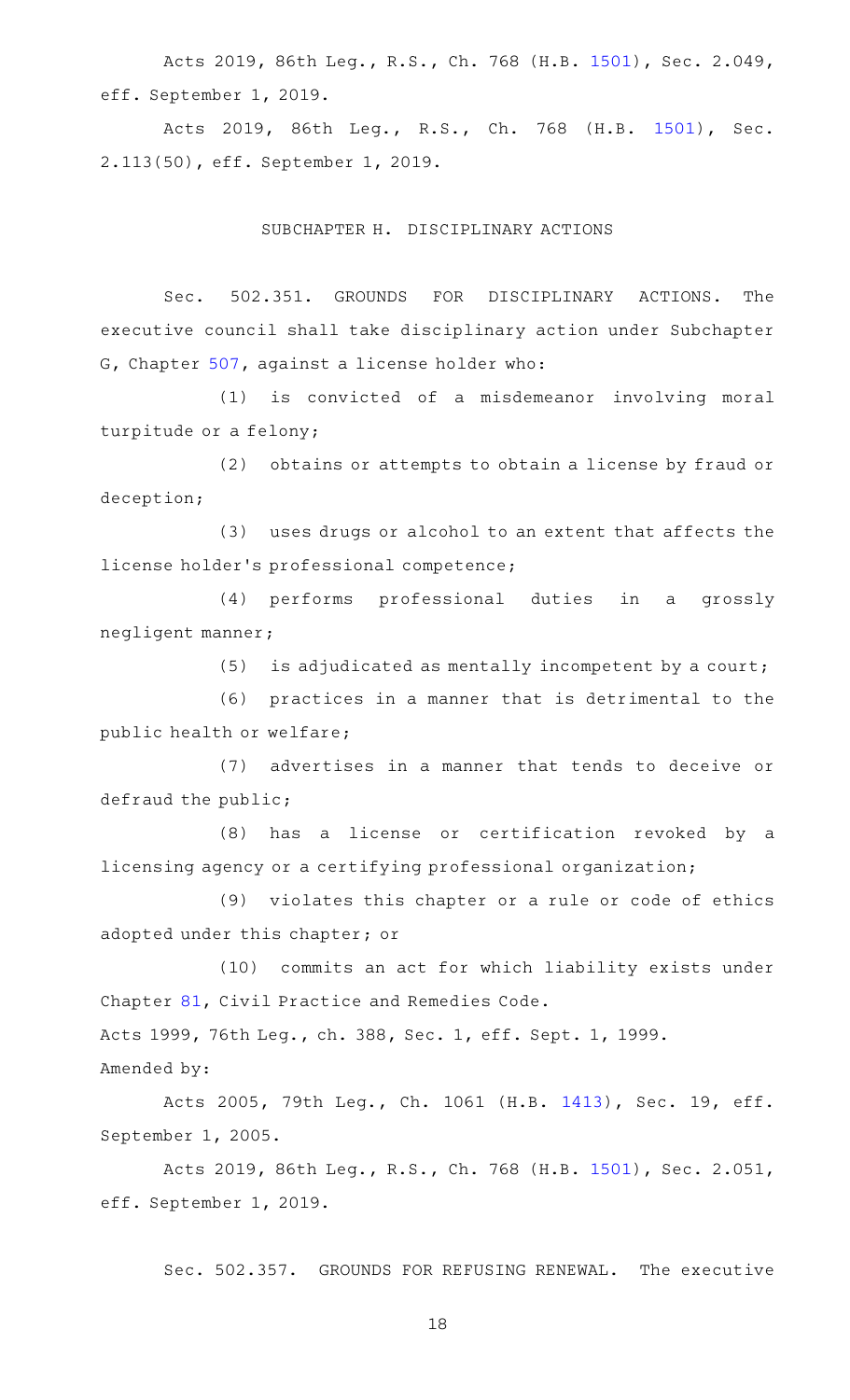Acts 2019, 86th Leg., R.S., Ch. 768 (H.B. 1501), Sec. 2.049, eff. September 1, 2019.

Acts 2019, 86th Leg., R.S., Ch. 768 (H.B. 1501), Sec. 2.113(50), eff. September 1, 2019.

## SUBCHAPTER H. DISCIPLINARY ACTIONS

Sec. 502.351. GROUNDS FOR DISCIPLINARY ACTIONS. The executive council shall take disciplinary action under Subchapter G, Chapter 507, against a license holder who:

(1) is convicted of a misdemeanor involving moral turpitude or a felony;

(2) obtains or attempts to obtain a license by fraud or deception;

(3) uses drugs or alcohol to an extent that affects the license holder's professional competence;

(4) performs professional duties in a grossly negligent manner;

(5) is adjudicated as mentally incompetent by a court;

(6) practices in a manner that is detrimental to the public health or welfare;

(7) advertises in a manner that tends to deceive or defraud the public;

(8) has a license or certification revoked by a licensing agency or a certifying professional organization;

(9) violates this chapter or a rule or code of ethics adopted under this chapter; or

(10) commits an act for which liability exists under Chapter 81, Civil Practice and Remedies Code.

Acts 1999, 76th Leg., ch. 388, Sec. 1, eff. Sept. 1, 1999.

Amended by:

Acts 2005, 79th Leg., Ch. 1061 (H.B. 1413), Sec. 19, eff. September 1, 2005.

Acts 2019, 86th Leg., R.S., Ch. 768 (H.B. 1501), Sec. 2.051, eff. September 1, 2019.

Sec. 502.357. GROUNDS FOR REFUSING RENEWAL. The executive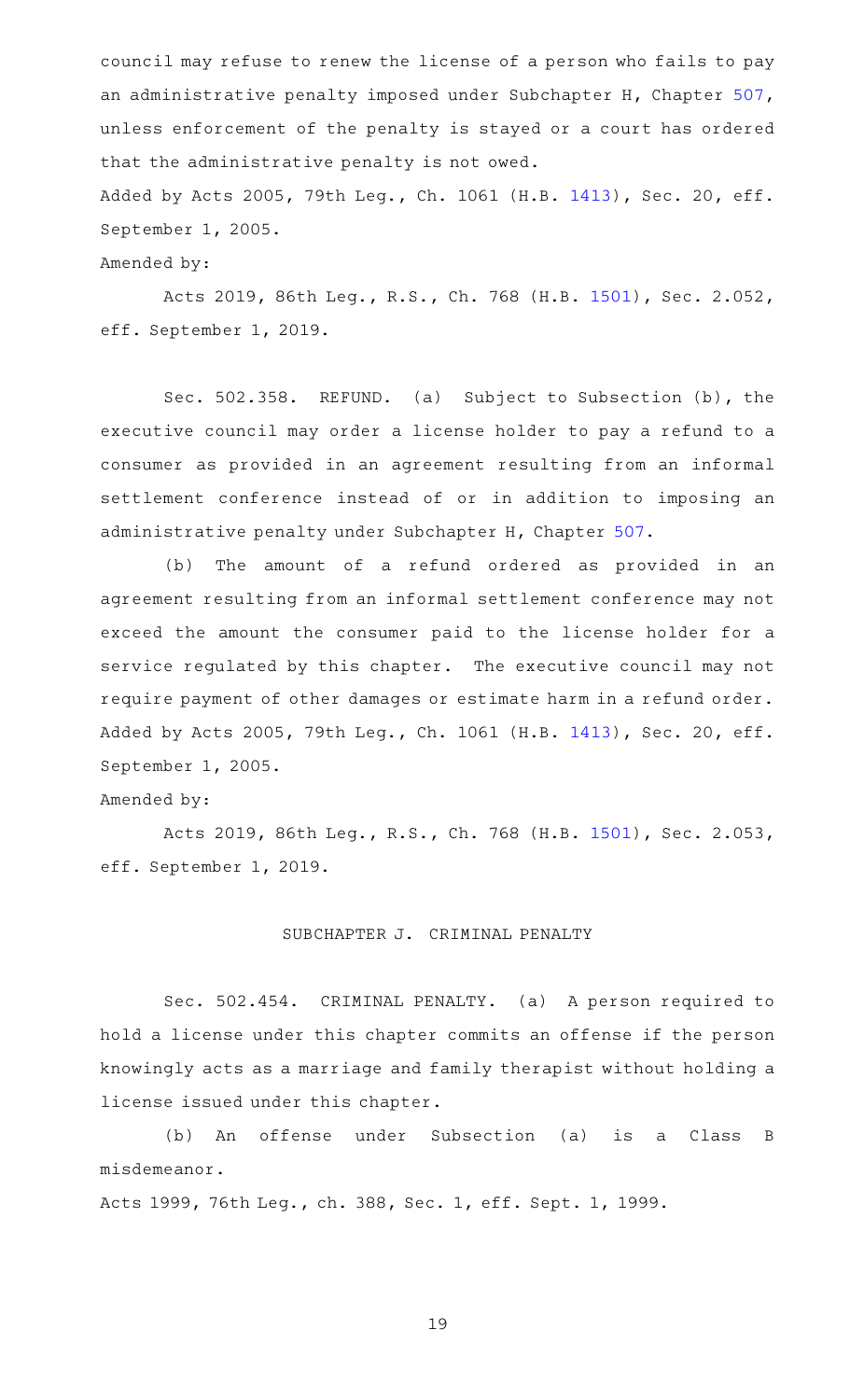council may refuse to renew the license of a person who fails to pay an administrative penalty imposed under Subchapter H, Chapter 507, unless enforcement of the penalty is stayed or a court has ordered that the administrative penalty is not owed.

Added by Acts 2005, 79th Leg., Ch. 1061 (H.B. 1413), Sec. 20, eff. September 1, 2005.

Amended by:

Acts 2019, 86th Leg., R.S., Ch. 768 (H.B. 1501), Sec. 2.052, eff. September 1, 2019.

Sec. 502.358. REFUND. (a) Subject to Subsection (b), the executive council may order a license holder to pay a refund to a consumer as provided in an agreement resulting from an informal settlement conference instead of or in addition to imposing an administrative penalty under Subchapter H, Chapter 507.

(b) The amount of a refund ordered as provided in an agreement resulting from an informal settlement conference may not exceed the amount the consumer paid to the license holder for a service regulated by this chapter. The executive council may not require payment of other damages or estimate harm in a refund order.

Added by Acts 2005, 79th Leg., Ch. 1061 (H.B. 1413), Sec. 20, eff. September 1, 2005.

Amended by:

Acts 2019, 86th Leg., R.S., Ch. 768 (H.B. 1501), Sec. 2.053, eff. September 1, 2019.

## SUBCHAPTER J. CRIMINAL PENALTY

Sec. 502.454. CRIMINAL PENALTY. (a) A person required to hold a license under this chapter commits an offense if the person knowingly acts as a marriage and family therapist without holding a license issued under this chapter.

(b) An offense under Subsection (a) is a Class B misdemeanor.

Acts 1999, 76th Leg., ch. 388, Sec. 1, eff. Sept. 1, 1999.